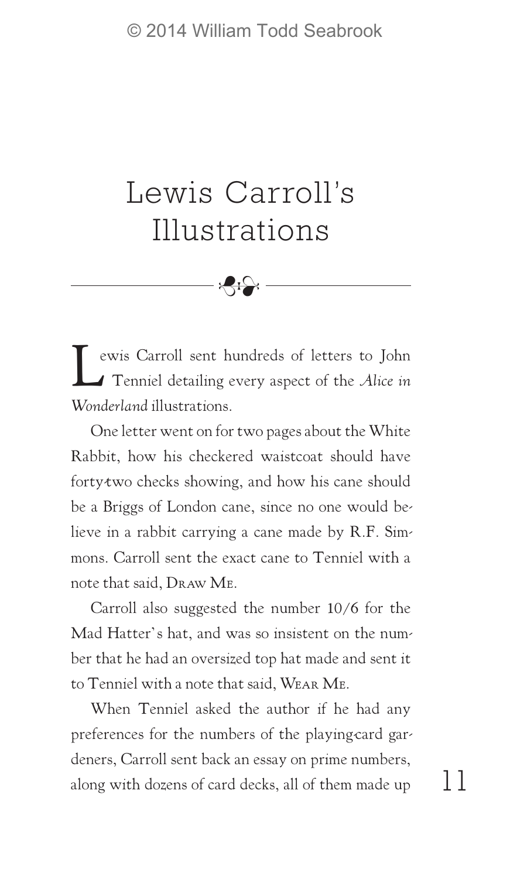# Lewis Carroll's Illustrations

Lewis Carroll sent hundreds of letters to John Tenniel detailing every aspect of the *Alice in Wonderland* illustrations.

One letter went on for two pages about the White Rabbit, how his checkered waistcoat should have forty-two checks showing, and how his cane should be a Briggs of London cane, since no one would believe in a rabbit carrying a cane made by R.F. Simmons. Carroll sent the exact cane to Tenniel with a note that said, DRAW ME.

Carroll also suggested the number 10/6 for the Mad Hatter's hat, and was so insistent on the number that he had an oversized top hat made and sent it to Tenniel with a note that said, WEAR ME.

When Tenniel asked the author if he had any preferences for the numbers of the playing-card gardeners, Carroll sent back an essay on prime numbers, along with dozens of card decks, all of them made up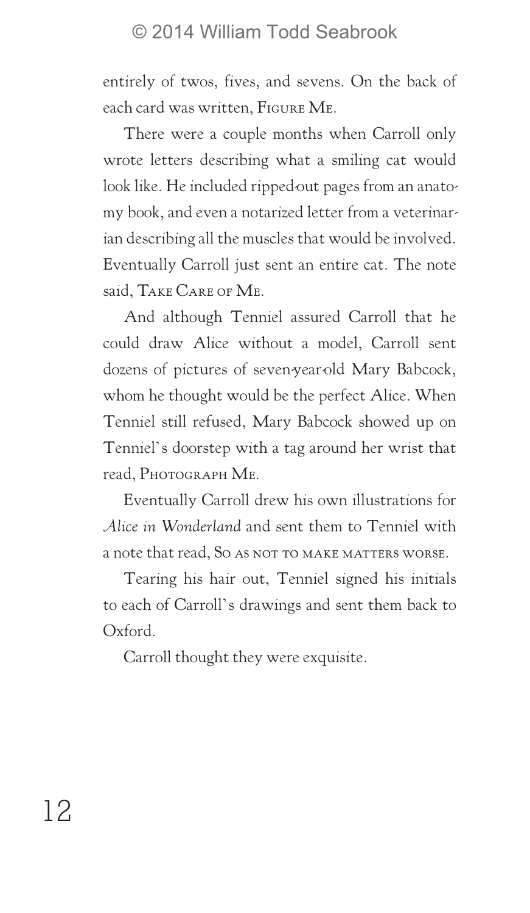entirely of twos, fives, and sevens. On the back of each card was written, FIGURE ME.

There were a couple months when Carroll only wrote letters describing what a smiling cat would look like. He included ripped-out pages from an anatomy book, and even a notarized letter from a veterinarian describing all the muscles that would be involved. Eventually Carroll just sent an entire cat. The note said, TAKE CARE OF ME.

And although Tenniel assured Carroll that he could draw Alice without a model, Carroll sent dozens of pictures of seven-year-old Mary Babcock, whom he thought would be the perfect Alice. When Tenniel still refused, Mary Babcock showed up on Tenniel's doorstep with a tag around her wrist that read, PHOTOGRAPH ME.

Eventually Carroll drew his own illustrations for *Alice in Wonderland* and sent them to Tenniel with a note that read, SO AS NOT TO MAKE MATTERS WORSE.

Tearing his hair out, Tenniel signed his initials to each of Carroll's drawings and sent them back to Oxford.

Carroll thought they were exquisite.